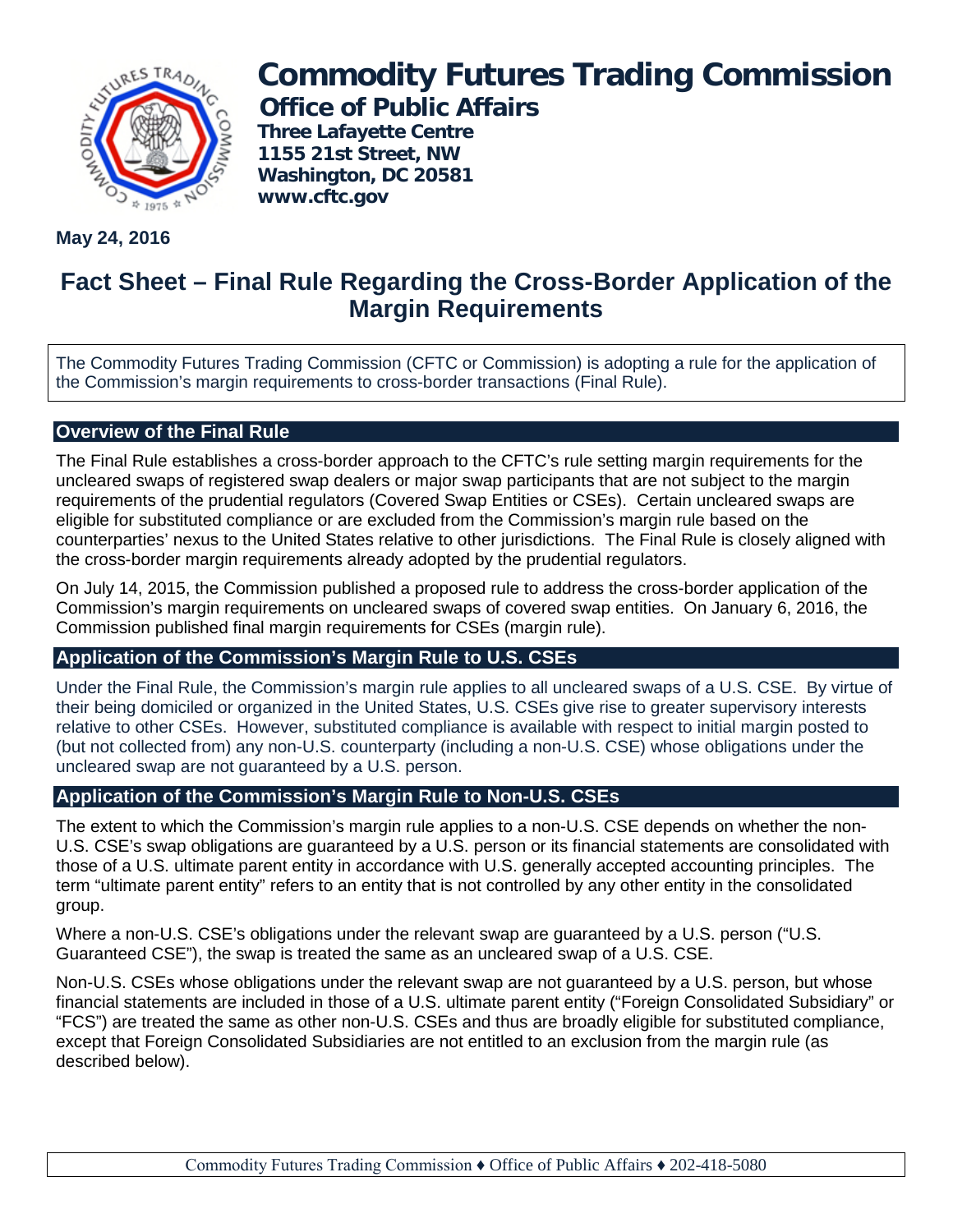# Commodity Futures Trading Commission

## Office of Public Affairs

**Three Lafayette Centre**
**1155 21st Street, NW**
**Washington, DC 20581**
**www.cftc.gov**

**May 24, 2016**

# Fact Sheet – Final Rule Regarding the Cross-Border Application of the Margin Requirements

The Commodity Futures Trading Commission (CFTC or Commission) is adopting a rule for the application of the Commission's margin requirements to cross-border transactions (Final Rule).

## Overview of the Final Rule

The Final Rule establishes a cross-border approach to the CFTC's rule setting margin requirements for the uncleared swaps of registered swap dealers or major swap participants that are not subject to the margin requirements of the prudential regulators (Covered Swap Entities or CSEs). Certain uncleared swaps are eligible for substituted compliance or are excluded from the Commission's margin rule based on the counterparties' nexus to the United States relative to other jurisdictions. The Final Rule is closely aligned with the cross-border margin requirements already adopted by the prudential regulators.

On July 14, 2015, the Commission published a proposed rule to address the cross-border application of the Commission's margin requirements on uncleared swaps of covered swap entities. On January 6, 2016, the Commission published final margin requirements for CSEs (margin rule).

## Application of the Commission's Margin Rule to U.S. CSEs

Under the Final Rule, the Commission's margin rule applies to all uncleared swaps of a U.S. CSE. By virtue of their being domiciled or organized in the United States, U.S. CSEs give rise to greater supervisory interests relative to other CSEs. However, substituted compliance is available with respect to initial margin posted to (but not collected from) any non-U.S. counterparty (including a non-U.S. CSE) whose obligations under the uncleared swap are not guaranteed by a U.S. person.

## Application of the Commission's Margin Rule to Non-U.S. CSEs

The extent to which the Commission's margin rule applies to a non-U.S. CSE depends on whether the non-U.S. CSE's swap obligations are guaranteed by a U.S. person or its financial statements are consolidated with those of a U.S. ultimate parent entity in accordance with U.S. generally accepted accounting principles. The term "ultimate parent entity" refers to an entity that is not controlled by any other entity in the consolidated group.

Where a non-U.S. CSE's obligations under the relevant swap are guaranteed by a U.S. person ("U.S. Guaranteed CSE"), the swap is treated the same as an uncleared swap of a U.S. CSE.

Non-U.S. CSEs whose obligations under the relevant swap are not guaranteed by a U.S. person, but whose financial statements are included in those of a U.S. ultimate parent entity ("Foreign Consolidated Subsidiary" or "FCS") are treated the same as other non-U.S. CSEs and thus are broadly eligible for substituted compliance, except that Foreign Consolidated Subsidiaries are not entitled to an exclusion from the margin rule (as described below).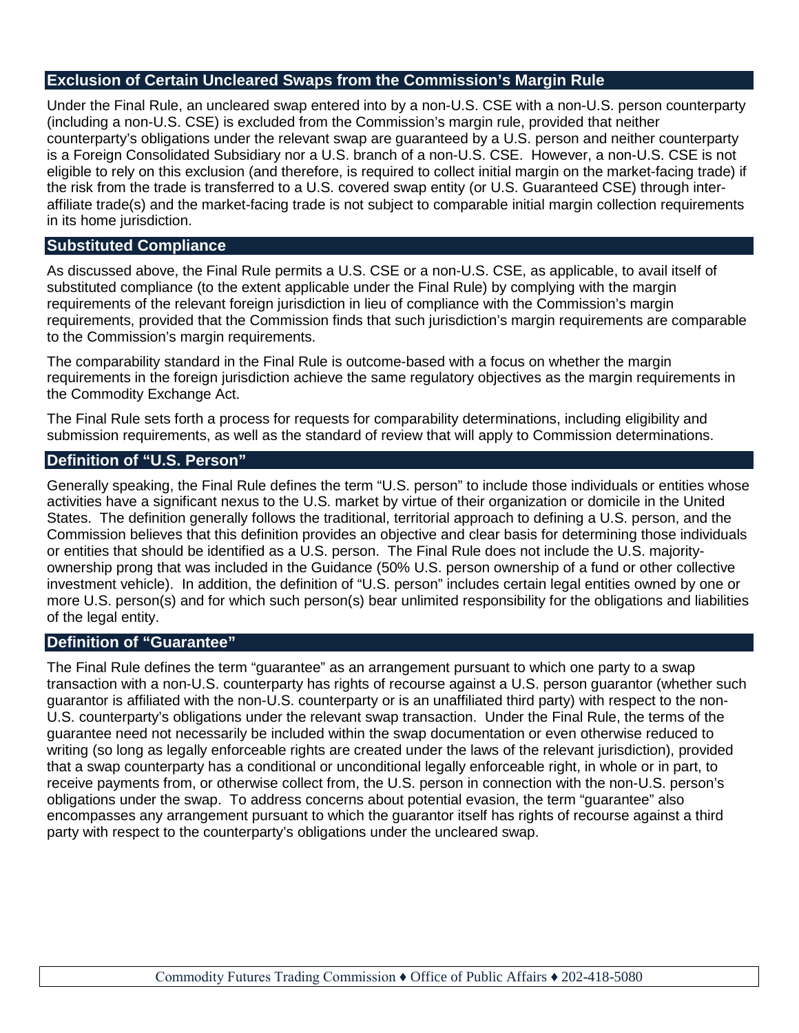## Exclusion of Certain Uncleared Swaps from the Commission's Margin Rule

Under the Final Rule, an uncleared swap entered into by a non-U.S. CSE with a non-U.S. person counterparty (including a non-U.S. CSE) is excluded from the Commission's margin rule, provided that neither counterparty's obligations under the relevant swap are guaranteed by a U.S. person and neither counterparty is a Foreign Consolidated Subsidiary nor a U.S. branch of a non-U.S. CSE. However, a non-U.S. CSE is not eligible to rely on this exclusion (and therefore, is required to collect initial margin on the market-facing trade) if the risk from the trade is transferred to a U.S. covered swap entity (or U.S. Guaranteed CSE) through inter-affiliate trade(s) and the market-facing trade is not subject to comparable initial margin collection requirements in its home jurisdiction.

## Substituted Compliance

As discussed above, the Final Rule permits a U.S. CSE or a non-U.S. CSE, as applicable, to avail itself of substituted compliance (to the extent applicable under the Final Rule) by complying with the margin requirements of the relevant foreign jurisdiction in lieu of compliance with the Commission's margin requirements, provided that the Commission finds that such jurisdiction's margin requirements are comparable to the Commission's margin requirements.

The comparability standard in the Final Rule is outcome-based with a focus on whether the margin requirements in the foreign jurisdiction achieve the same regulatory objectives as the margin requirements in the Commodity Exchange Act.

The Final Rule sets forth a process for requests for comparability determinations, including eligibility and submission requirements, as well as the standard of review that will apply to Commission determinations.

## Definition of "U.S. Person"

Generally speaking, the Final Rule defines the term "U.S. person" to include those individuals or entities whose activities have a significant nexus to the U.S. market by virtue of their organization or domicile in the United States. The definition generally follows the traditional, territorial approach to defining a U.S. person, and the Commission believes that this definition provides an objective and clear basis for determining those individuals or entities that should be identified as a U.S. person. The Final Rule does not include the U.S. majority-ownership prong that was included in the Guidance (50% U.S. person ownership of a fund or other collective investment vehicle). In addition, the definition of "U.S. person" includes certain legal entities owned by one or more U.S. person(s) and for which such person(s) bear unlimited responsibility for the obligations and liabilities of the legal entity.

## Definition of "Guarantee"

The Final Rule defines the term "guarantee" as an arrangement pursuant to which one party to a swap transaction with a non-U.S. counterparty has rights of recourse against a U.S. person guarantor (whether such guarantor is affiliated with the non-U.S. counterparty or is an unaffiliated third party) with respect to the non-U.S. counterparty's obligations under the relevant swap transaction. Under the Final Rule, the terms of the guarantee need not necessarily be included within the swap documentation or even otherwise reduced to writing (so long as legally enforceable rights are created under the laws of the relevant jurisdiction), provided that a swap counterparty has a conditional or unconditional legally enforceable right, in whole or in part, to receive payments from, or otherwise collect from, the U.S. person in connection with the non-U.S. person's obligations under the swap. To address concerns about potential evasion, the term "guarantee" also encompasses any arrangement pursuant to which the guarantor itself has rights of recourse against a third party with respect to the counterparty's obligations under the uncleared swap.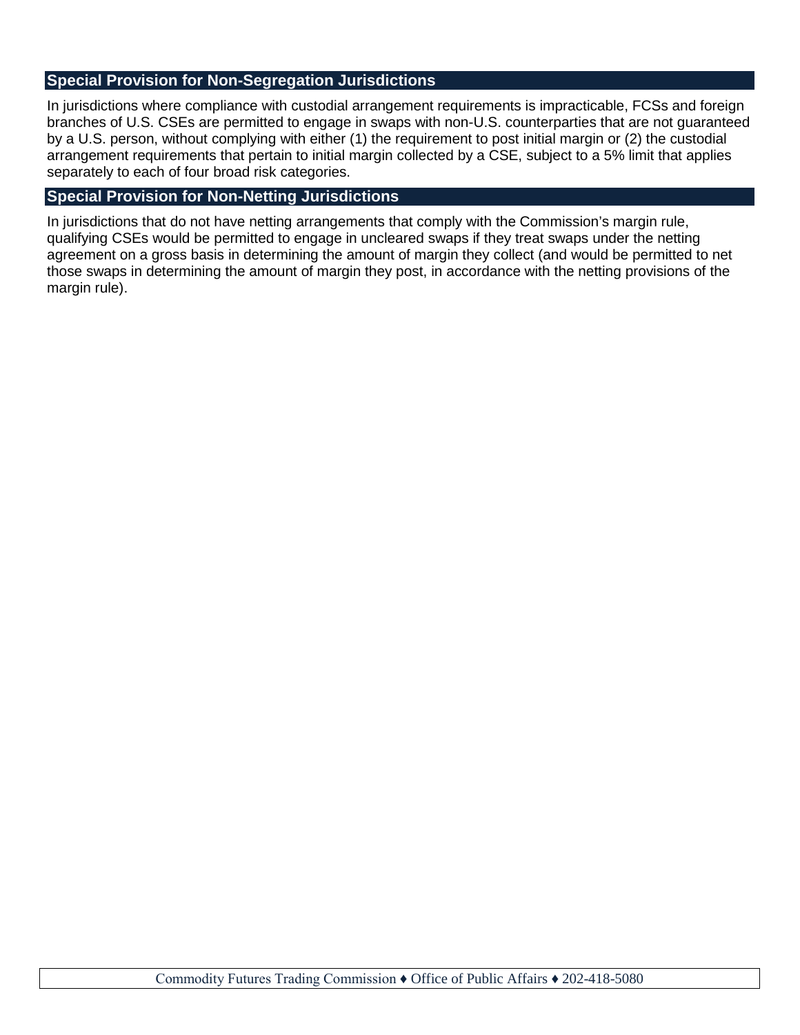## Special Provision for Non-Segregation Jurisdictions

In jurisdictions where compliance with custodial arrangement requirements is impracticable, FCSs and foreign branches of U.S. CSEs are permitted to engage in swaps with non-U.S. counterparties that are not guaranteed by a U.S. person, without complying with either (1) the requirement to post initial margin or (2) the custodial arrangement requirements that pertain to initial margin collected by a CSE, subject to a 5% limit that applies separately to each of four broad risk categories.

## Special Provision for Non-Netting Jurisdictions

In jurisdictions that do not have netting arrangements that comply with the Commission's margin rule, qualifying CSEs would be permitted to engage in uncleared swaps if they treat swaps under the netting agreement on a gross basis in determining the amount of margin they collect (and would be permitted to net those swaps in determining the amount of margin they post, in accordance with the netting provisions of the margin rule).